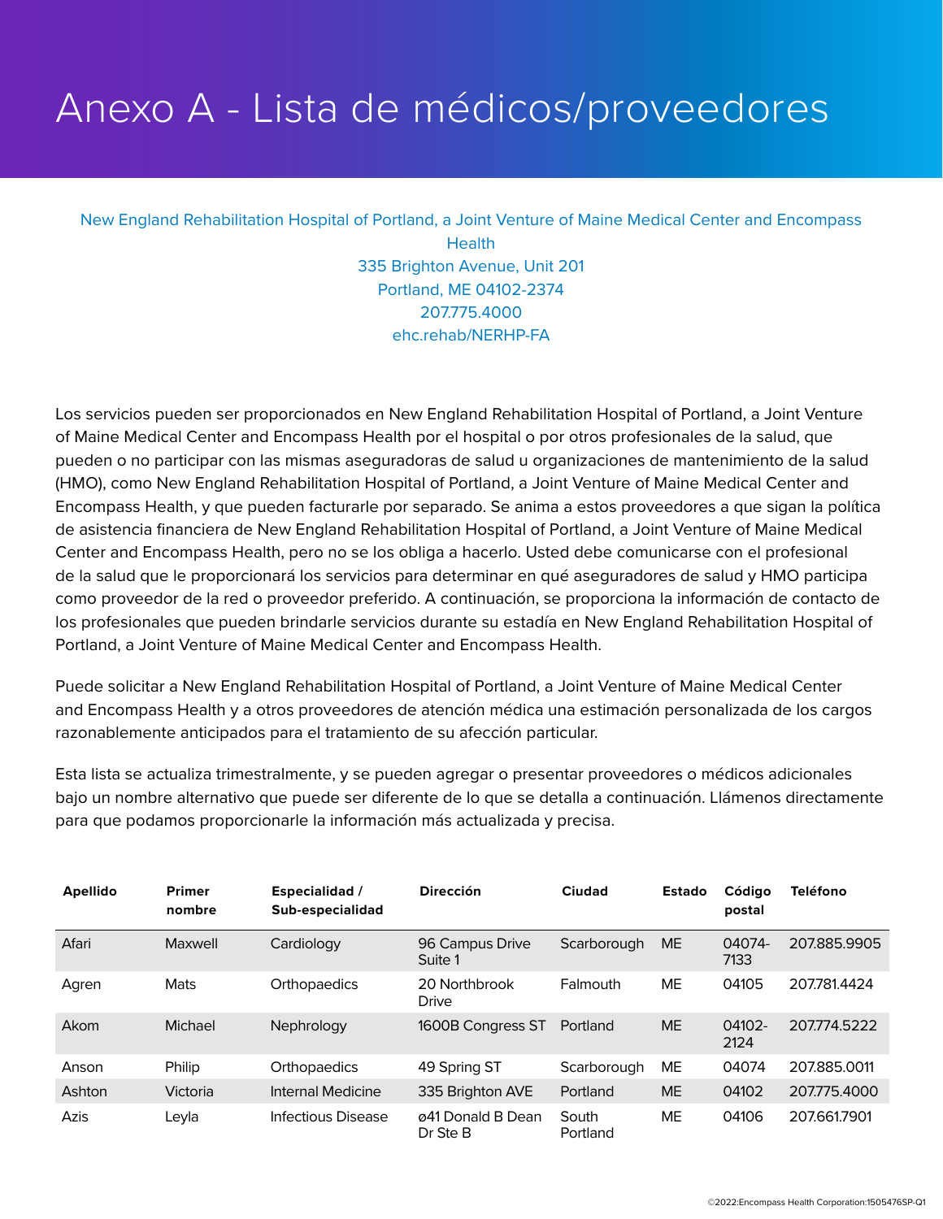# Anexo A - Lista de médicos/proveedores

New England Rehabilitation Hospital of Portland, a Joint Venture of Maine Medical Center and Encompass Health
335 Brighton Avenue, Unit 201
Portland, ME 04102-2374
207.775.4000
ehc.rehab/NERHP-FA

Los servicios pueden ser proporcionados en New England Rehabilitation Hospital of Portland, a Joint Venture of Maine Medical Center and Encompass Health por el hospital o por otros profesionales de la salud, que pueden o no participar con las mismas aseguradoras de salud u organizaciones de mantenimiento de la salud (HMO), como New England Rehabilitation Hospital of Portland, a Joint Venture of Maine Medical Center and Encompass Health, y que pueden facturarle por separado. Se anima a estos proveedores a que sigan la política de asistencia financiera de New England Rehabilitation Hospital of Portland, a Joint Venture of Maine Medical Center and Encompass Health, pero no se los obliga a hacerlo. Usted debe comunicarse con el profesional de la salud que le proporcionará los servicios para determinar en qué aseguradores de salud y HMO participa como proveedor de la red o proveedor preferido. A continuación, se proporciona la información de contacto de los profesionales que pueden brindarle servicios durante su estadía en New England Rehabilitation Hospital of Portland, a Joint Venture of Maine Medical Center and Encompass Health.

Puede solicitar a New England Rehabilitation Hospital of Portland, a Joint Venture of Maine Medical Center and Encompass Health y a otros proveedores de atención médica una estimación personalizada de los cargos razonablemente anticipados para el tratamiento de su afección particular.

Esta lista se actualiza trimestralmente, y se pueden agregar o presentar proveedores o médicos adicionales bajo un nombre alternativo que puede ser diferente de lo que se detalla a continuación. Llámenos directamente para que podamos proporcionarle la información más actualizada y precisa.

| Apellido | Primer nombre | Especialidad / Sub-especialidad | Dirección | Ciudad | Estado | Código postal | Teléfono |
|---|---|---|---|---|---|---|---|
| Afari | Maxwell | Cardiology | 96 Campus Drive Suite 1 | Scarborough | ME | 04074-7133 | 207.885.9905 |
| Agren | Mats | Orthopaedics | 20 Northbrook Drive | Falmouth | ME | 04105 | 207.781.4424 |
| Akom | Michael | Nephrology | 1600B Congress ST | Portland | ME | 04102-2124 | 207.774.5222 |
| Anson | Philip | Orthopaedics | 49 Spring ST | Scarborough | ME | 04074 | 207.885.0011 |
| Ashton | Victoria | Internal Medicine | 335 Brighton AVE | Portland | ME | 04102 | 207.775.4000 |
| Azis | Leyla | Infectious Disease | ø41 Donald B Dean Dr Ste B | South Portland | ME | 04106 | 207.661.7901 |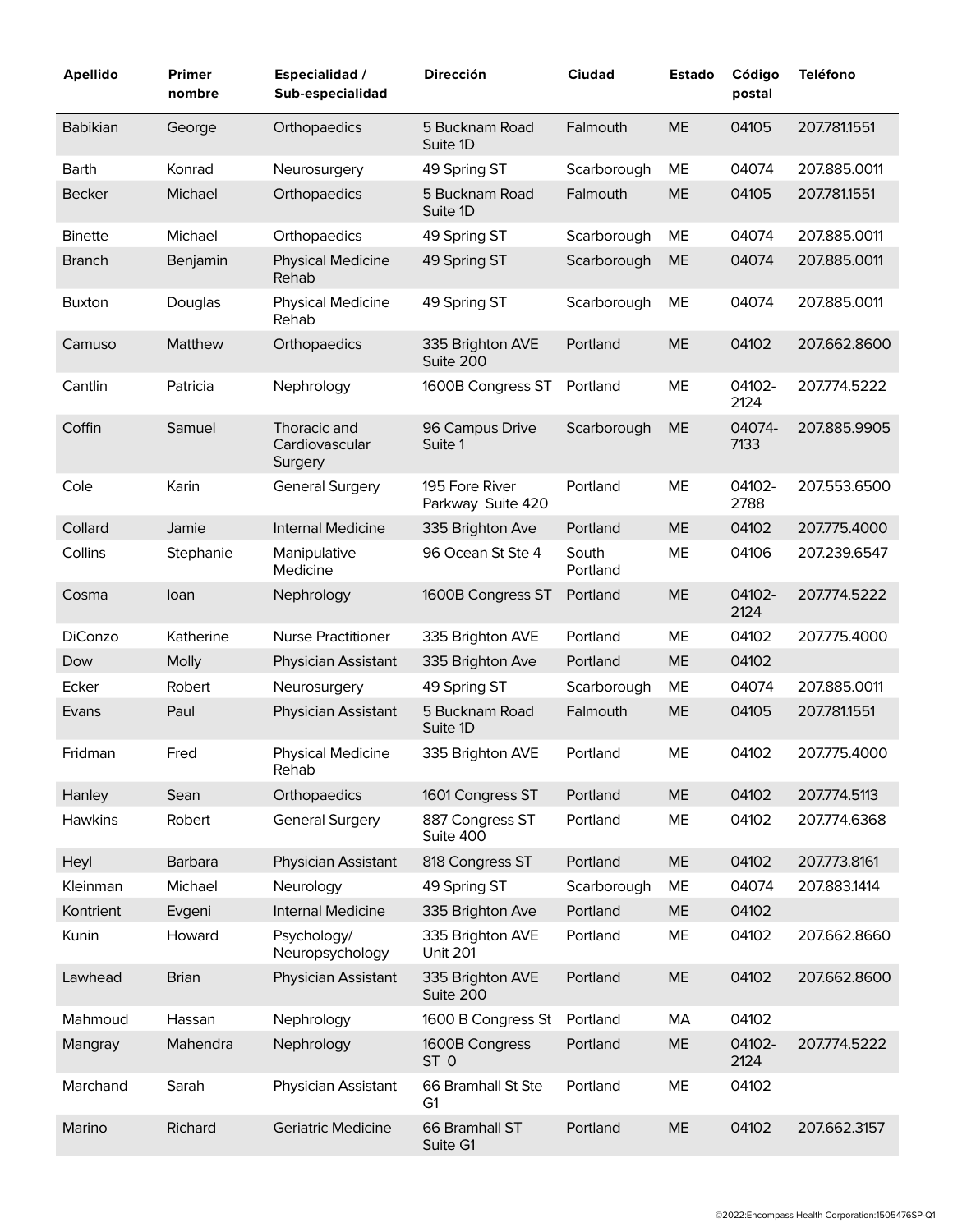| Apellido | Primer nombre | Especialidad / Sub-especialidad | Dirección | Ciudad | Estado | Código postal | Teléfono |
|---|---|---|---|---|---|---|---|
| Babikian | George | Orthopaedics | 5 Bucknam Road Suite 1D | Falmouth | ME | 04105 | 207.781.1551 |
| Barth | Konrad | Neurosurgery | 49 Spring ST | Scarborough | ME | 04074 | 207.885.0011 |
| Becker | Michael | Orthopaedics | 5 Bucknam Road Suite 1D | Falmouth | ME | 04105 | 207.781.1551 |
| Binette | Michael | Orthopaedics | 49 Spring ST | Scarborough | ME | 04074 | 207.885.0011 |
| Branch | Benjamin | Physical Medicine Rehab | 49 Spring ST | Scarborough | ME | 04074 | 207.885.0011 |
| Buxton | Douglas | Physical Medicine Rehab | 49 Spring ST | Scarborough | ME | 04074 | 207.885.0011 |
| Camuso | Matthew | Orthopaedics | 335 Brighton AVE Suite 200 | Portland | ME | 04102 | 207.662.8600 |
| Cantlin | Patricia | Nephrology | 1600B Congress ST | Portland | ME | 04102-2124 | 207.774.5222 |
| Coffin | Samuel | Thoracic and Cardiovascular Surgery | 96 Campus Drive Suite 1 | Scarborough | ME | 04074-7133 | 207.885.9905 |
| Cole | Karin | General Surgery | 195 Fore River Parkway Suite 420 | Portland | ME | 04102-2788 | 207.553.6500 |
| Collard | Jamie | Internal Medicine | 335 Brighton Ave | Portland | ME | 04102 | 207.775.4000 |
| Collins | Stephanie | Manipulative Medicine | 96 Ocean St Ste 4 | South Portland | ME | 04106 | 207.239.6547 |
| Cosma | Ioan | Nephrology | 1600B Congress ST | Portland | ME | 04102-2124 | 207.774.5222 |
| DiConzo | Katherine | Nurse Practitioner | 335 Brighton AVE | Portland | ME | 04102 | 207.775.4000 |
| Dow | Molly | Physician Assistant | 335 Brighton Ave | Portland | ME | 04102 | |
| Ecker | Robert | Neurosurgery | 49 Spring ST | Scarborough | ME | 04074 | 207.885.0011 |
| Evans | Paul | Physician Assistant | 5 Bucknam Road Suite 1D | Falmouth | ME | 04105 | 207.781.1551 |
| Fridman | Fred | Physical Medicine Rehab | 335 Brighton AVE | Portland | ME | 04102 | 207.775.4000 |
| Hanley | Sean | Orthopaedics | 1601 Congress ST | Portland | ME | 04102 | 207.774.5113 |
| Hawkins | Robert | General Surgery | 887 Congress ST Suite 400 | Portland | ME | 04102 | 207.774.6368 |
| Heyl | Barbara | Physician Assistant | 818 Congress ST | Portland | ME | 04102 | 207.773.8161 |
| Kleinman | Michael | Neurology | 49 Spring ST | Scarborough | ME | 04074 | 207.883.1414 |
| Kontrient | Evgeni | Internal Medicine | 335 Brighton Ave | Portland | ME | 04102 | |
| Kunin | Howard | Psychology/ Neuropsychology | 335 Brighton AVE Unit 201 | Portland | ME | 04102 | 207.662.8660 |
| Lawhead | Brian | Physician Assistant | 335 Brighton AVE Suite 200 | Portland | ME | 04102 | 207.662.8600 |
| Mahmoud | Hassan | Nephrology | 1600 B Congress St | Portland | MA | 04102 | |
| Mangray | Mahendra | Nephrology | 1600B Congress ST 0 | Portland | ME | 04102-2124 | 207.774.5222 |
| Marchand | Sarah | Physician Assistant | 66 Bramhall St Ste G1 | Portland | ME | 04102 | |
| Marino | Richard | Geriatric Medicine | 66 Bramhall ST Suite G1 | Portland | ME | 04102 | 207.662.3157 |

©2022:Encompass Health Corporation:1505476SP-Q1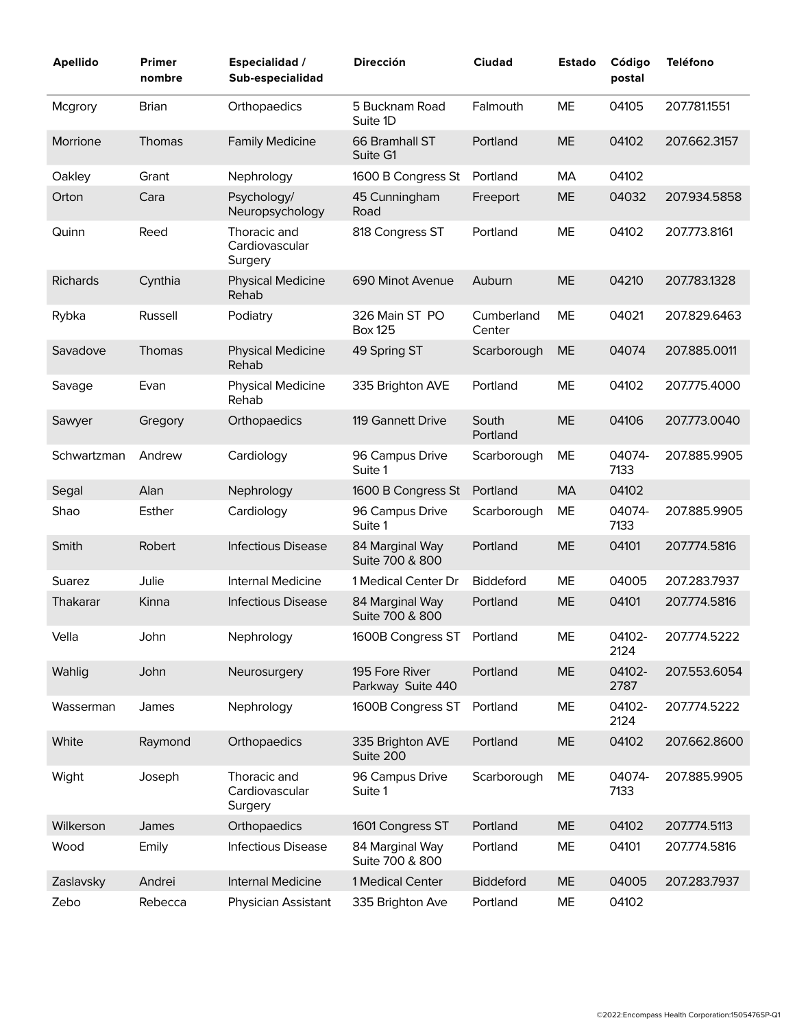| Apellido | Primer nombre | Especialidad / Sub-especialidad | Dirección | Ciudad | Estado | Código postal | Teléfono |
|---|---|---|---|---|---|---|---|
| Mcgrory | Brian | Orthopaedics | 5 Bucknam Road Suite 1D | Falmouth | ME | 04105 | 207.781.1551 |
| Morrione | Thomas | Family Medicine | 66 Bramhall ST Suite G1 | Portland | ME | 04102 | 207.662.3157 |
| Oakley | Grant | Nephrology | 1600 B Congress St | Portland | MA | 04102 | |
| Orton | Cara | Psychology/ Neuropsychology | 45 Cunningham Road | Freeport | ME | 04032 | 207.934.5858 |
| Quinn | Reed | Thoracic and Cardiovascular Surgery | 818 Congress ST | Portland | ME | 04102 | 207.773.8161 |
| Richards | Cynthia | Physical Medicine Rehab | 690 Minot Avenue | Auburn | ME | 04210 | 207.783.1328 |
| Rybka | Russell | Podiatry | 326 Main ST PO Box 125 | Cumberland Center | ME | 04021 | 207.829.6463 |
| Savadove | Thomas | Physical Medicine Rehab | 49 Spring ST | Scarborough | ME | 04074 | 207.885.0011 |
| Savage | Evan | Physical Medicine Rehab | 335 Brighton AVE | Portland | ME | 04102 | 207.775.4000 |
| Sawyer | Gregory | Orthopaedics | 119 Gannett Drive | South Portland | ME | 04106 | 207.773.0040 |
| Schwartzman | Andrew | Cardiology | 96 Campus Drive Suite 1 | Scarborough | ME | 04074-7133 | 207.885.9905 |
| Segal | Alan | Nephrology | 1600 B Congress St | Portland | MA | 04102 | |
| Shao | Esther | Cardiology | 96 Campus Drive Suite 1 | Scarborough | ME | 04074-7133 | 207.885.9905 |
| Smith | Robert | Infectious Disease | 84 Marginal Way Suite 700 & 800 | Portland | ME | 04101 | 207.774.5816 |
| Suarez | Julie | Internal Medicine | 1 Medical Center Dr | Biddeford | ME | 04005 | 207.283.7937 |
| Thakarar | Kinna | Infectious Disease | 84 Marginal Way Suite 700 & 800 | Portland | ME | 04101 | 207.774.5816 |
| Vella | John | Nephrology | 1600B Congress ST | Portland | ME | 04102-2124 | 207.774.5222 |
| Wahlig | John | Neurosurgery | 195 Fore River Parkway Suite 440 | Portland | ME | 04102-2787 | 207.553.6054 |
| Wasserman | James | Nephrology | 1600B Congress ST | Portland | ME | 04102-2124 | 207.774.5222 |
| White | Raymond | Orthopaedics | 335 Brighton AVE Suite 200 | Portland | ME | 04102 | 207.662.8600 |
| Wight | Joseph | Thoracic and Cardiovascular Surgery | 96 Campus Drive Suite 1 | Scarborough | ME | 04074-7133 | 207.885.9905 |
| Wilkerson | James | Orthopaedics | 1601 Congress ST | Portland | ME | 04102 | 207.774.5113 |
| Wood | Emily | Infectious Disease | 84 Marginal Way Suite 700 & 800 | Portland | ME | 04101 | 207.774.5816 |
| Zaslavsky | Andrei | Internal Medicine | 1 Medical Center | Biddeford | ME | 04005 | 207.283.7937 |
| Zebo | Rebecca | Physician Assistant | 335 Brighton Ave | Portland | ME | 04102 | |

©2022:Encompass Health Corporation:1505476SP-Q1